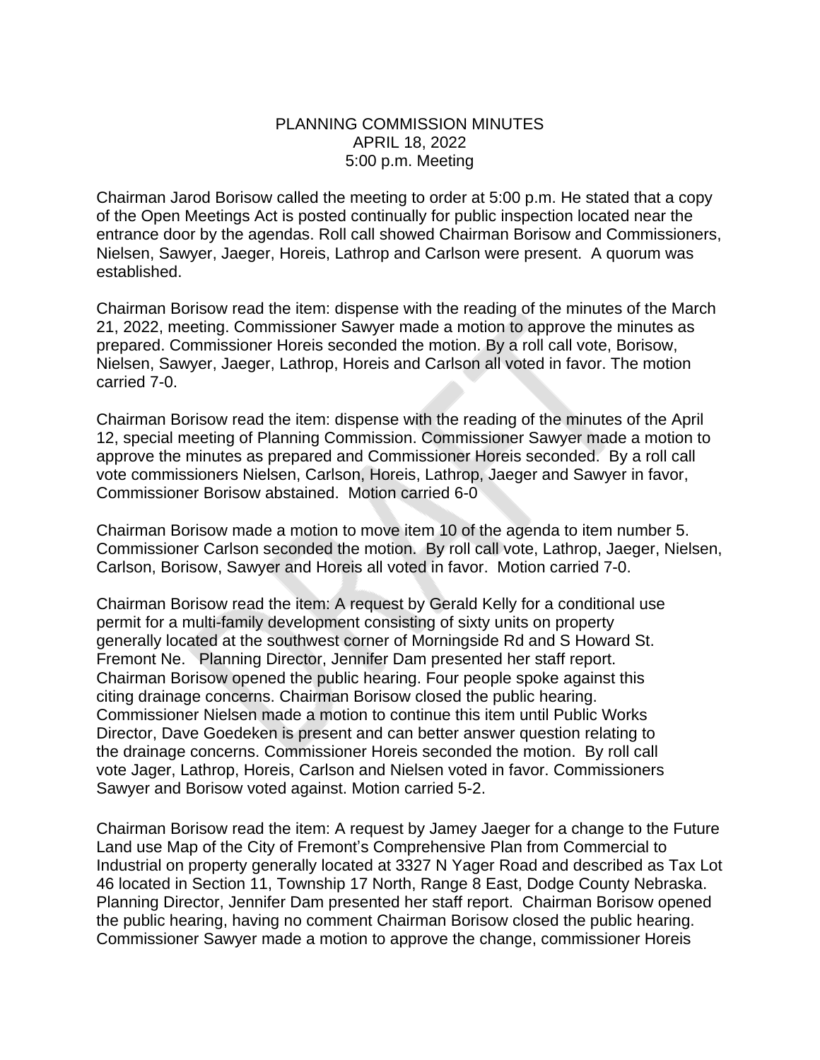# PLANNING COMMISSION MINUTES
## APRIL 18, 2022
### 5:00 p.m. Meeting

Chairman Jarod Borisow called the meeting to order at 5:00 p.m. He stated that a copy of the Open Meetings Act is posted continually for public inspection located near the entrance door by the agendas. Roll call showed Chairman Borisow and Commissioners, Nielsen, Sawyer, Jaeger, Horeis, Lathrop and Carlson were present. A quorum was established.

Chairman Borisow read the item: dispense with the reading of the minutes of the March 21, 2022, meeting. Commissioner Sawyer made a motion to approve the minutes as prepared. Commissioner Horeis seconded the motion. By a roll call vote, Borisow, Nielsen, Sawyer, Jaeger, Lathrop, Horeis and Carlson all voted in favor. The motion carried 7-0.

Chairman Borisow read the item: dispense with the reading of the minutes of the April 12, special meeting of Planning Commission. Commissioner Sawyer made a motion to approve the minutes as prepared and Commissioner Horeis seconded. By a roll call vote commissioners Nielsen, Carlson, Horeis, Lathrop, Jaeger and Sawyer in favor, Commissioner Borisow abstained. Motion carried 6-0

Chairman Borisow made a motion to move item 10 of the agenda to item number 5. Commissioner Carlson seconded the motion. By roll call vote, Lathrop, Jaeger, Nielsen, Carlson, Borisow, Sawyer and Horeis all voted in favor. Motion carried 7-0.

Chairman Borisow read the item: A request by Gerald Kelly for a conditional use permit for a multi-family development consisting of sixty units on property generally located at the southwest corner of Morningside Rd and S Howard St. Fremont Ne. Planning Director, Jennifer Dam presented her staff report. Chairman Borisow opened the public hearing. Four people spoke against this citing drainage concerns. Chairman Borisow closed the public hearing. Commissioner Nielsen made a motion to continue this item until Public Works Director, Dave Goedeken is present and can better answer question relating to the drainage concerns. Commissioner Horeis seconded the motion. By roll call vote Jager, Lathrop, Horeis, Carlson and Nielsen voted in favor. Commissioners Sawyer and Borisow voted against. Motion carried 5-2.

Chairman Borisow read the item: A request by Jamey Jaeger for a change to the Future Land use Map of the City of Fremont's Comprehensive Plan from Commercial to Industrial on property generally located at 3327 N Yager Road and described as Tax Lot 46 located in Section 11, Township 17 North, Range 8 East, Dodge County Nebraska. Planning Director, Jennifer Dam presented her staff report. Chairman Borisow opened the public hearing, having no comment Chairman Borisow closed the public hearing. Commissioner Sawyer made a motion to approve the change, commissioner Horeis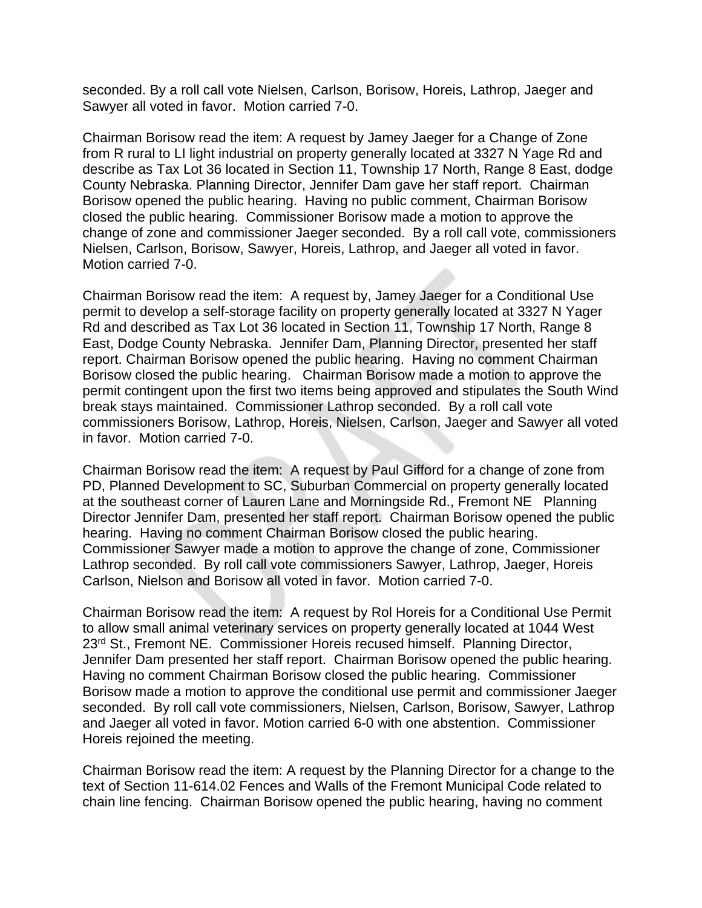seconded. By a roll call vote Nielsen, Carlson, Borisow, Horeis, Lathrop, Jaeger and Sawyer all voted in favor. Motion carried 7-0.

Chairman Borisow read the item: A request by Jamey Jaeger for a Change of Zone from R rural to LI light industrial on property generally located at 3327 N Yage Rd and describe as Tax Lot 36 located in Section 11, Township 17 North, Range 8 East, dodge County Nebraska. Planning Director, Jennifer Dam gave her staff report. Chairman Borisow opened the public hearing. Having no public comment, Chairman Borisow closed the public hearing. Commissioner Borisow made a motion to approve the change of zone and commissioner Jaeger seconded. By a roll call vote, commissioners Nielsen, Carlson, Borisow, Sawyer, Horeis, Lathrop, and Jaeger all voted in favor. Motion carried 7-0.

Chairman Borisow read the item: A request by, Jamey Jaeger for a Conditional Use permit to develop a self-storage facility on property generally located at 3327 N Yager Rd and described as Tax Lot 36 located in Section 11, Township 17 North, Range 8 East, Dodge County Nebraska. Jennifer Dam, Planning Director, presented her staff report. Chairman Borisow opened the public hearing. Having no comment Chairman Borisow closed the public hearing. Chairman Borisow made a motion to approve the permit contingent upon the first two items being approved and stipulates the South Wind break stays maintained. Commissioner Lathrop seconded. By a roll call vote commissioners Borisow, Lathrop, Horeis, Nielsen, Carlson, Jaeger and Sawyer all voted in favor. Motion carried 7-0.

Chairman Borisow read the item: A request by Paul Gifford for a change of zone from PD, Planned Development to SC, Suburban Commercial on property generally located at the southeast corner of Lauren Lane and Morningside Rd., Fremont NE Planning Director Jennifer Dam, presented her staff report. Chairman Borisow opened the public hearing. Having no comment Chairman Borisow closed the public hearing. Commissioner Sawyer made a motion to approve the change of zone, Commissioner Lathrop seconded. By roll call vote commissioners Sawyer, Lathrop, Jaeger, Horeis Carlson, Nielson and Borisow all voted in favor. Motion carried 7-0.

Chairman Borisow read the item: A request by Rol Horeis for a Conditional Use Permit to allow small animal veterinary services on property generally located at 1044 West 23rd St., Fremont NE. Commissioner Horeis recused himself. Planning Director, Jennifer Dam presented her staff report. Chairman Borisow opened the public hearing. Having no comment Chairman Borisow closed the public hearing. Commissioner Borisow made a motion to approve the conditional use permit and commissioner Jaeger seconded. By roll call vote commissioners, Nielsen, Carlson, Borisow, Sawyer, Lathrop and Jaeger all voted in favor. Motion carried 6-0 with one abstention. Commissioner Horeis rejoined the meeting.

Chairman Borisow read the item: A request by the Planning Director for a change to the text of Section 11-614.02 Fences and Walls of the Fremont Municipal Code related to chain line fencing. Chairman Borisow opened the public hearing, having no comment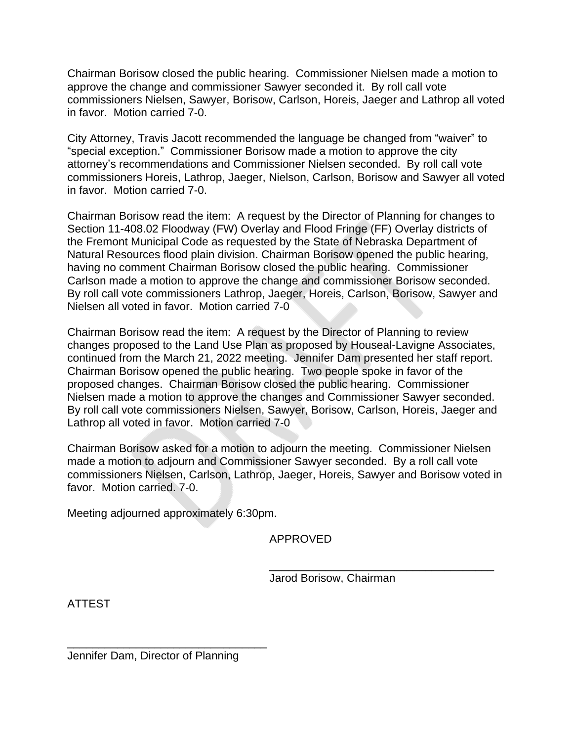Chairman Borisow closed the public hearing. Commissioner Nielsen made a motion to approve the change and commissioner Sawyer seconded it. By roll call vote commissioners Nielsen, Sawyer, Borisow, Carlson, Horeis, Jaeger and Lathrop all voted in favor. Motion carried 7-0.

City Attorney, Travis Jacott recommended the language be changed from “waiver” to “special exception.” Commissioner Borisow made a motion to approve the city attorney’s recommendations and Commissioner Nielsen seconded. By roll call vote commissioners Horeis, Lathrop, Jaeger, Nielson, Carlson, Borisow and Sawyer all voted in favor. Motion carried 7-0.

Chairman Borisow read the item: A request by the Director of Planning for changes to Section 11-408.02 Floodway (FW) Overlay and Flood Fringe (FF) Overlay districts of the Fremont Municipal Code as requested by the State of Nebraska Department of Natural Resources flood plain division. Chairman Borisow opened the public hearing, having no comment Chairman Borisow closed the public hearing. Commissioner Carlson made a motion to approve the change and commissioner Borisow seconded. By roll call vote commissioners Lathrop, Jaeger, Horeis, Carlson, Borisow, Sawyer and Nielsen all voted in favor. Motion carried 7-0

Chairman Borisow read the item: A request by the Director of Planning to review changes proposed to the Land Use Plan as proposed by Houseal-Lavigne Associates, continued from the March 21, 2022 meeting. Jennifer Dam presented her staff report. Chairman Borisow opened the public hearing. Two people spoke in favor of the proposed changes. Chairman Borisow closed the public hearing. Commissioner Nielsen made a motion to approve the changes and Commissioner Sawyer seconded. By roll call vote commissioners Nielsen, Sawyer, Borisow, Carlson, Horeis, Jaeger and Lathrop all voted in favor. Motion carried 7-0

Chairman Borisow asked for a motion to adjourn the meeting. Commissioner Nielsen made a motion to adjourn and Commissioner Sawyer seconded. By a roll call vote commissioners Nielsen, Carlson, Lathrop, Jaeger, Horeis, Sawyer and Borisow voted in favor. Motion carried. 7-0.

Meeting adjourned approximately 6:30pm.

APPROVED

\_\_\_\_\_\_\_\_\_\_\_\_\_\_\_\_\_\_\_\_\_\_\_\_\_\_\_\_\_\_\_\_\_\_\_\_

Jarod Borisow, Chairman

ATTEST

\_\_\_\_\_\_\_\_\_\_\_\_\_\_\_\_\_\_\_\_\_\_\_\_\_\_\_\_\_\_\_\_

Jennifer Dam, Director of Planning